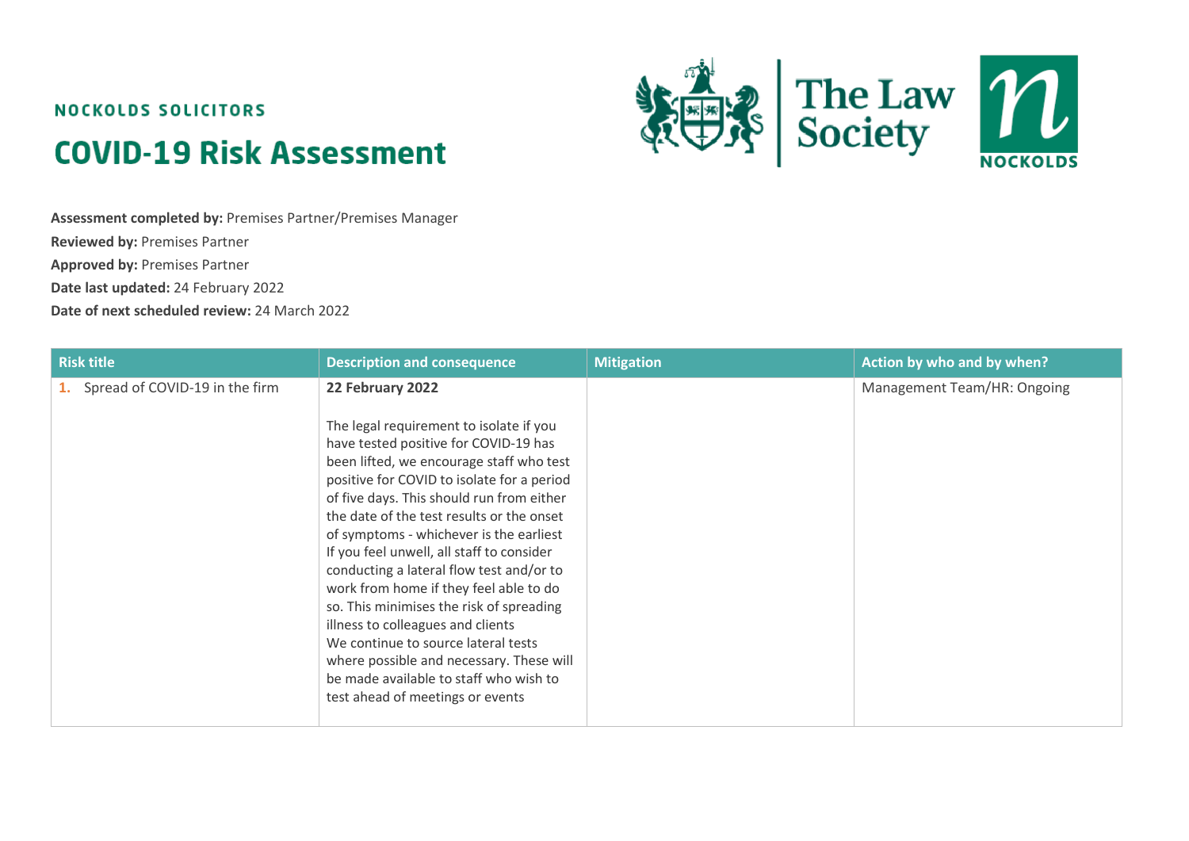NOCKOLDS SOLICITORS

# COVID-19 Risk Assessment

**Assessment completed by:** Premises Partner/Premises Manager
**Reviewed by:** Premises Partner
**Approved by:** Premises Partner
**Date last updated:** 24 February 2022
**Date of next scheduled review:** 24 March 2022

| Risk title | Description and consequence | Mitigation | Action by who and by when? |
|---|---|---|---|
| 1. Spread of COVID-19 in the firm | **22 February 2022**<br><br>The legal requirement to isolate if you have tested positive for COVID-19 has been lifted, we encourage staff who test positive for COVID to isolate for a period of five days. This should run from either the date of the test results or the onset of symptoms - whichever is the earliest<br>If you feel unwell, all staff to consider conducting a lateral flow test and/or to work from home if they feel able to do so. This minimises the risk of spreading illness to colleagues and clients<br>We continue to source lateral tests where possible and necessary. These will be made available to staff who wish to test ahead of meetings or events | | Management Team/HR: Ongoing |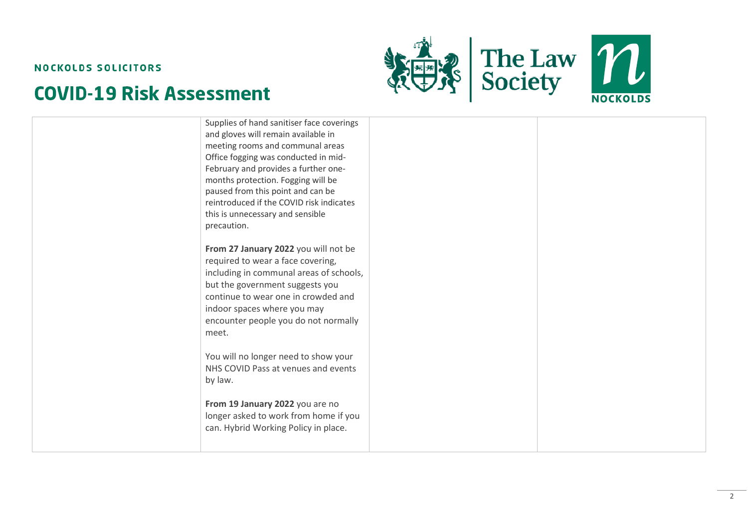| | | | |
|---|---|---|---|
| | Supplies of hand sanitiser face coverings and gloves will remain available in meeting rooms and communal areas Office fogging was conducted in mid-February and provides a further one-months protection. Fogging will be paused from this point and can be reintroduced if the COVID risk indicates this is unnecessary and sensible precaution.<br><br>**From 27 January 2022** you will not be required to wear a face covering, including in communal areas of schools, but the government suggests you continue to wear one in crowded and indoor spaces where you may encounter people you do not normally meet.<br><br>You will no longer need to show your NHS COVID Pass at venues and events by law.<br><br>**From 19 January 2022** you are no longer asked to work from home if you can. Hybrid Working Policy in place. | | |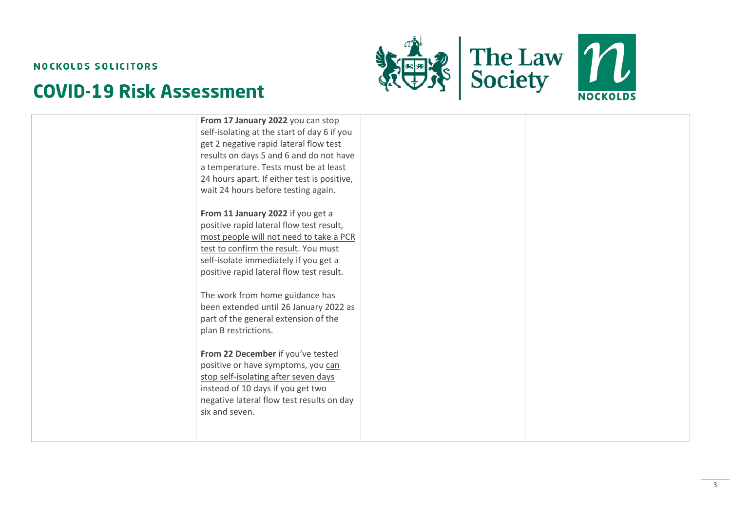| | | | |
|---|---|---|---|
| | **From 17 January 2022** you can stop self-isolating at the start of day 6 if you get 2 negative rapid lateral flow test results on days 5 and 6 and do not have a temperature. Tests must be at least 24 hours apart. If either test is positive, wait 24 hours before testing again.<br><br>**From 11 January 2022** if you get a positive rapid lateral flow test result, most people will not need to take a PCR test to confirm the result. You must self-isolate immediately if you get a positive rapid lateral flow test result.<br><br>The work from home guidance has been extended until 26 January 2022 as part of the general extension of the plan B restrictions.<br><br>**From 22 December** if you've tested positive or have symptoms, you can stop self-isolating after seven days instead of 10 days if you get two negative lateral flow test results on day six and seven. | | |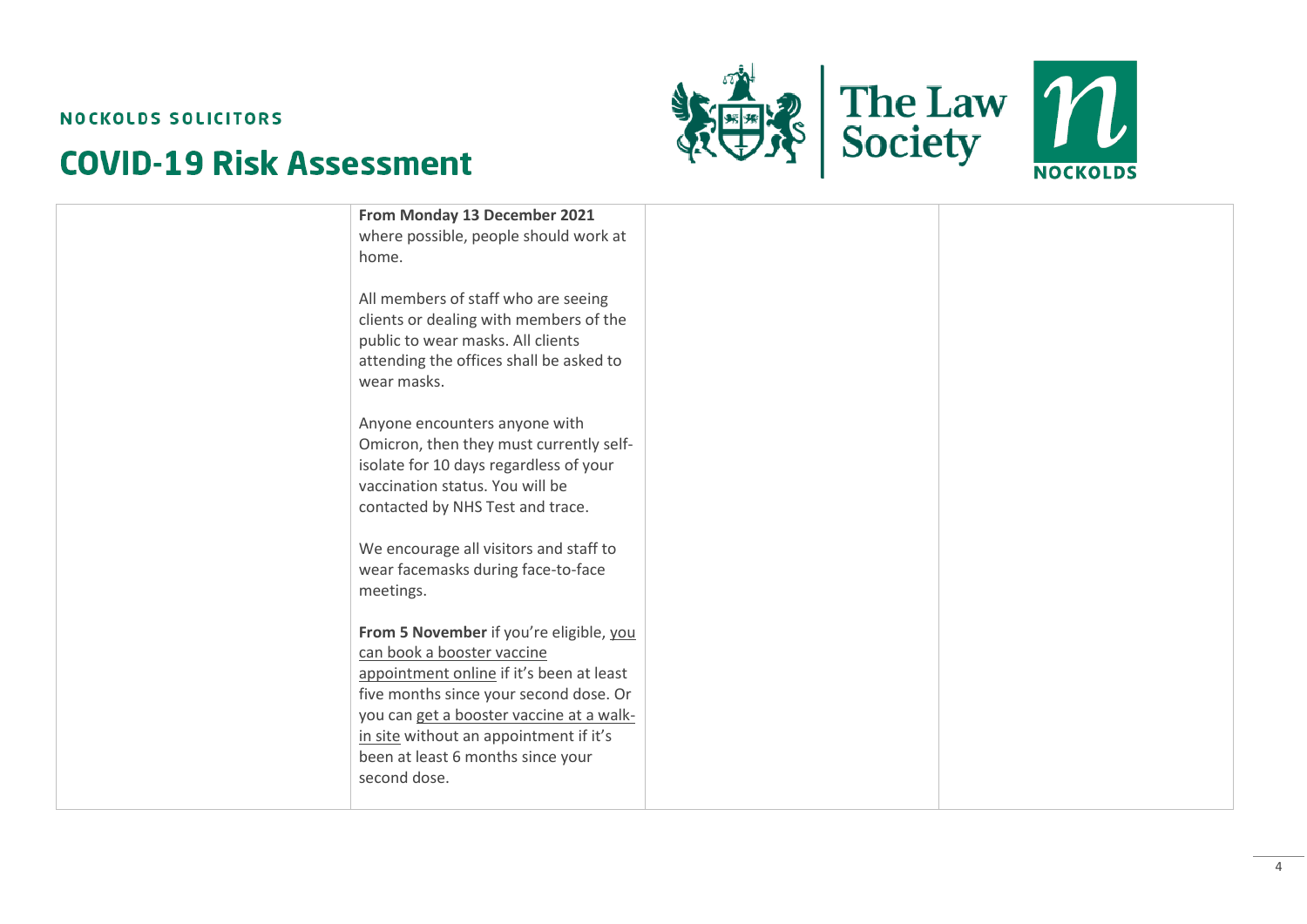| | | | |
|---|---|---|---|
| | **From Monday 13 December 2021** where possible, people should work at home.<br><br>All members of staff who are seeing clients or dealing with members of the public to wear masks. All clients attending the offices shall be asked to wear masks.<br><br>Anyone encounters anyone with Omicron, then they must currently self-isolate for 10 days regardless of your vaccination status. You will be contacted by NHS Test and trace.<br><br>We encourage all visitors and staff to wear facemasks during face-to-face meetings.<br><br>**From 5 November** if you're eligible, you can book a booster vaccine appointment online if it's been at least five months since your second dose. Or you can get a booster vaccine at a walk-in site without an appointment if it's been at least 6 months since your second dose. | | |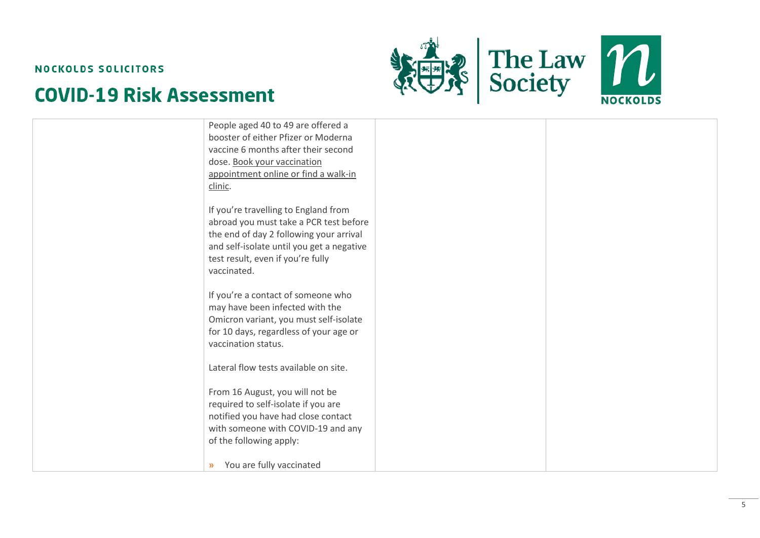| | | | |
|---|---|---|---|
| | People aged 40 to 49 are offered a booster of either Pfizer or Moderna vaccine 6 months after their second dose. Book your vaccination appointment online or find a walk-in clinic.<br><br>If you're travelling to England from abroad you must take a PCR test before the end of day 2 following your arrival and self-isolate until you get a negative test result, even if you're fully vaccinated.<br><br>If you're a contact of someone who may have been infected with the Omicron variant, you must self-isolate for 10 days, regardless of your age or vaccination status.<br><br>Lateral flow tests available on site.<br><br>From 16 August, you will not be required to self-isolate if you are notified you have had close contact with someone with COVID-19 and any of the following apply:<br><br>» You are fully vaccinated | | |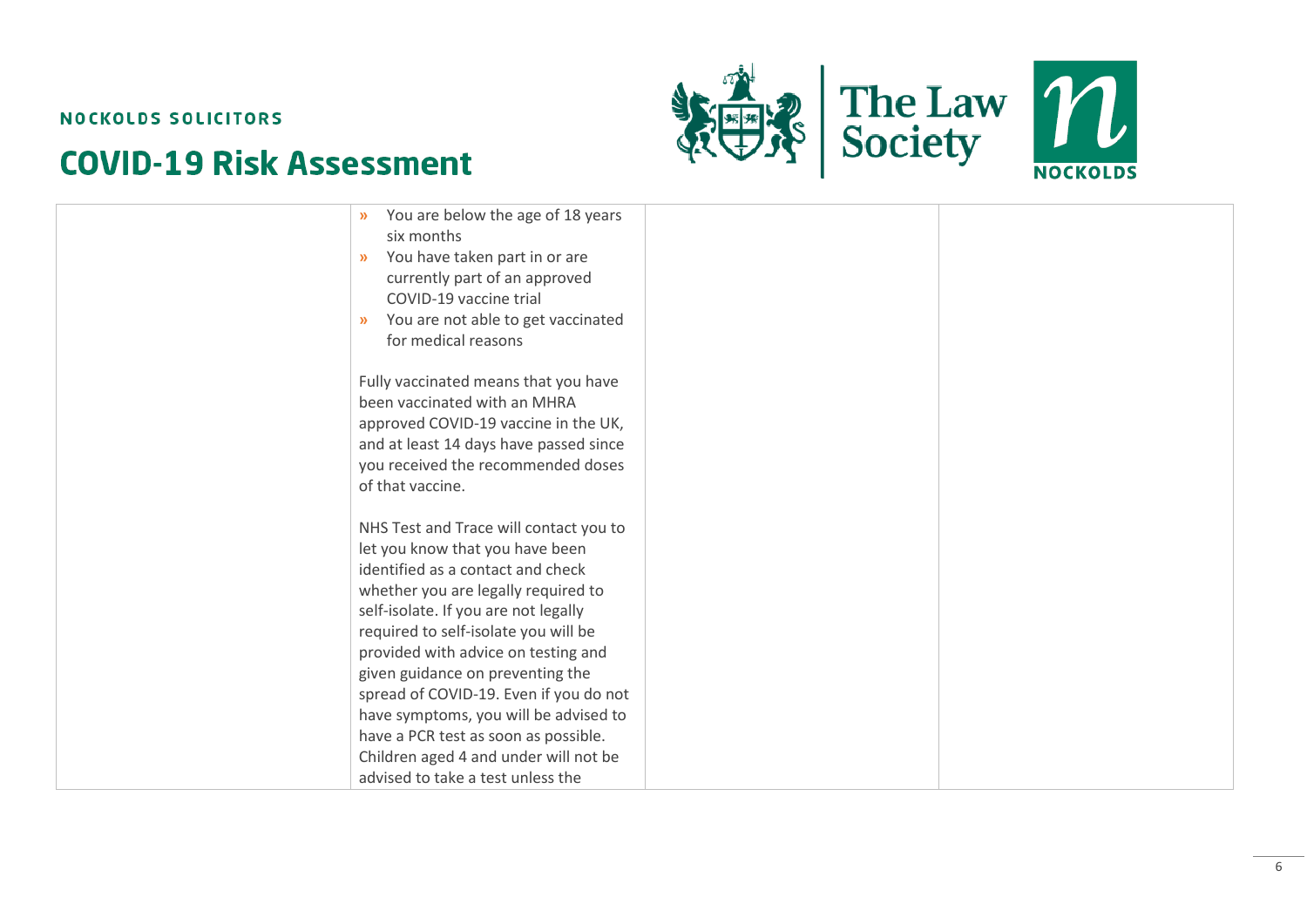| | | | |
|---|---|---|---|
| | » You are below the age of 18 years six months<br>» You have taken part in or are currently part of an approved COVID-19 vaccine trial<br>» You are not able to get vaccinated for medical reasons<br><br>Fully vaccinated means that you have been vaccinated with an MHRA approved COVID-19 vaccine in the UK, and at least 14 days have passed since you received the recommended doses of that vaccine.<br><br>NHS Test and Trace will contact you to let you know that you have been identified as a contact and check whether you are legally required to self-isolate. If you are not legally required to self-isolate you will be provided with advice on testing and given guidance on preventing the spread of COVID-19. Even if you do not have symptoms, you will be advised to have a PCR test as soon as possible. Children aged 4 and under will not be advised to take a test unless the | | |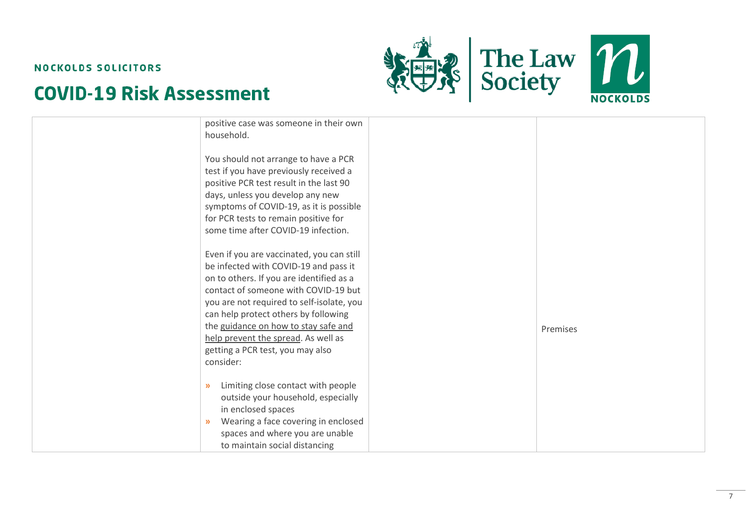| | | | |
|---|---|---|---|
| | positive case was someone in their own household.<br><br>You should not arrange to have a PCR test if you have previously received a positive PCR test result in the last 90 days, unless you develop any new symptoms of COVID-19, as it is possible for PCR tests to remain positive for some time after COVID-19 infection.<br><br>Even if you are vaccinated, you can still be infected with COVID-19 and pass it on to others. If you are identified as a contact of someone with COVID-19 but you are not required to self-isolate, you can help protect others by following the guidance on how to stay safe and help prevent the spread. As well as getting a PCR test, you may also consider:<br><br>» Limiting close contact with people outside your household, especially in enclosed spaces<br>» Wearing a face covering in enclosed spaces and where you are unable to maintain social distancing | | Premises |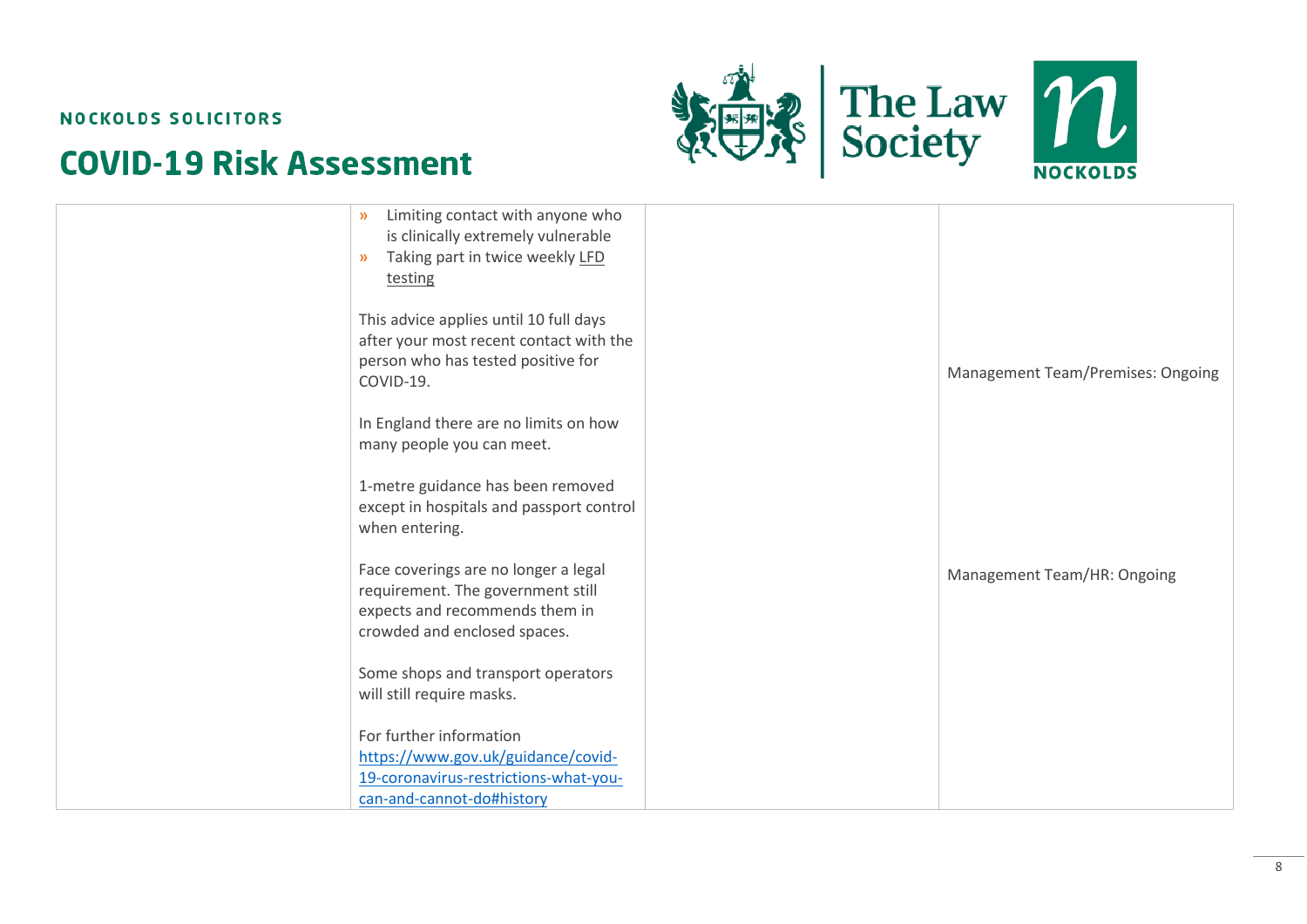| | | | |
|---|---|---|---|
| | » Limiting contact with anyone who is clinically extremely vulnerable<br>» Taking part in twice weekly LFD testing<br><br>This advice applies until 10 full days after your most recent contact with the person who has tested positive for COVID-19.<br><br>In England there are no limits on how many people you can meet.<br><br>1-metre guidance has been removed except in hospitals and passport control when entering.<br><br>Face coverings are no longer a legal requirement. The government still expects and recommends them in crowded and enclosed spaces.<br><br>Some shops and transport operators will still require masks.<br><br>For further information https://www.gov.uk/guidance/covid-19-coronavirus-restrictions-what-you-can-and-cannot-do#history | | Management Team/Premises: Ongoing<br><br>Management Team/HR: Ongoing |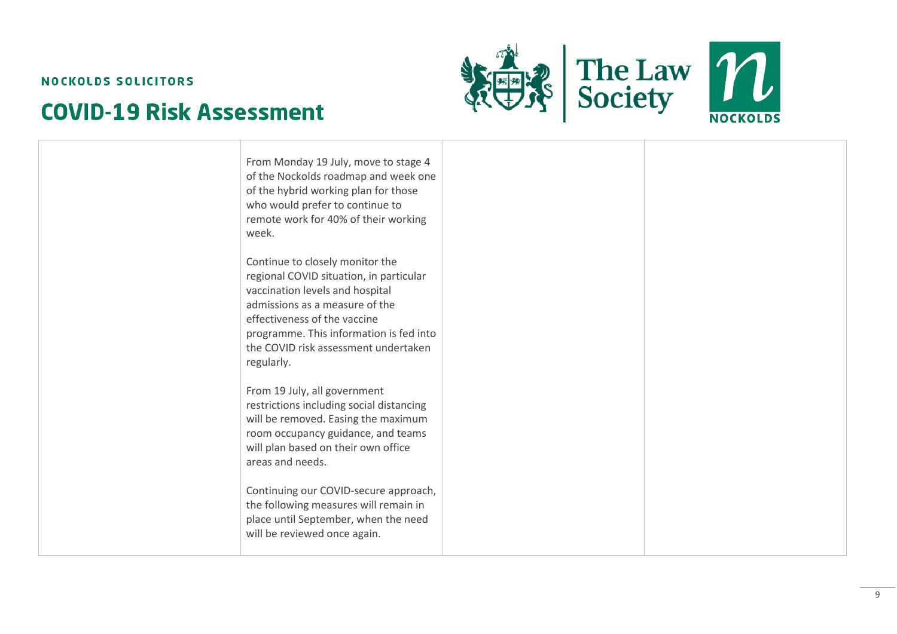| | | | |
|---|---|---|---|
| | From Monday 19 July, move to stage 4 of the Nockolds roadmap and week one of the hybrid working plan for those who would prefer to continue to remote work for 40% of their working week.<br><br>Continue to closely monitor the regional COVID situation, in particular vaccination levels and hospital admissions as a measure of the effectiveness of the vaccine programme. This information is fed into the COVID risk assessment undertaken regularly.<br><br>From 19 July, all government restrictions including social distancing will be removed. Easing the maximum room occupancy guidance, and teams will plan based on their own office areas and needs.<br><br>Continuing our COVID-secure approach, the following measures will remain in place until September, when the need will be reviewed once again. | | |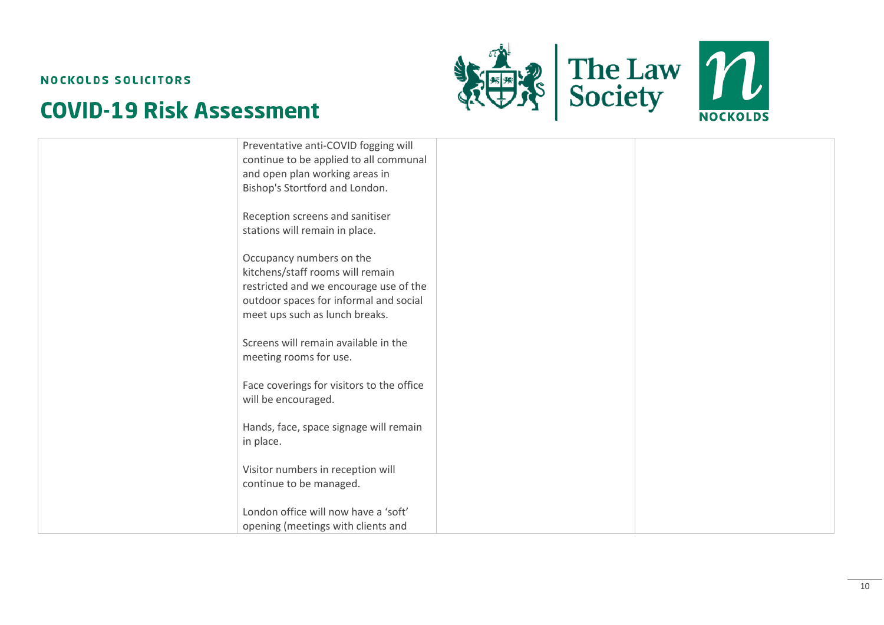| | | | |
|---|---|---|---|
| | Preventative anti-COVID fogging will continue to be applied to all communal and open plan working areas in Bishop's Stortford and London.<br><br>Reception screens and sanitiser stations will remain in place.<br><br>Occupancy numbers on the kitchens/staff rooms will remain restricted and we encourage use of the outdoor spaces for informal and social meet ups such as lunch breaks.<br><br>Screens will remain available in the meeting rooms for use.<br><br>Face coverings for visitors to the office will be encouraged.<br><br>Hands, face, space signage will remain in place.<br><br>Visitor numbers in reception will continue to be managed.<br><br>London office will now have a 'soft' opening (meetings with clients and | | |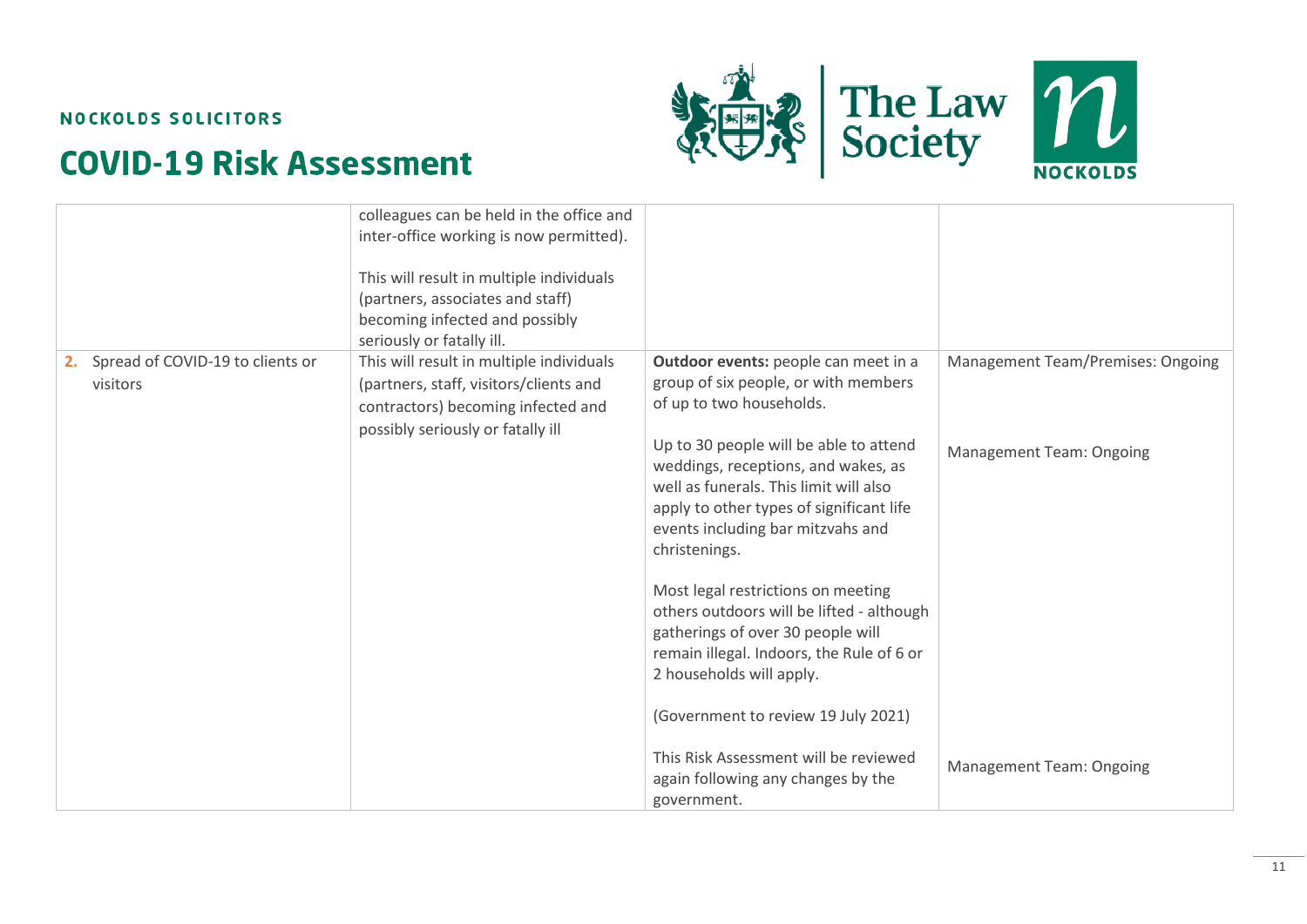| | | | |
|---|---|---|---|
| | colleagues can be held in the office and inter-office working is now permitted).<br><br>This will result in multiple individuals (partners, associates and staff) becoming infected and possibly seriously or fatally ill. | | |
| **2.** Spread of COVID-19 to clients or visitors | This will result in multiple individuals (partners, staff, visitors/clients and contractors) becoming infected and possibly seriously or fatally ill | **Outdoor events:** people can meet in a group of six people, or with members of up to two households. | Management Team/Premises: Ongoing |
| | | Up to 30 people will be able to attend weddings, receptions, and wakes, as well as funerals. This limit will also apply to other types of significant life events including bar mitzvahs and christenings.<br><br>Most legal restrictions on meeting others outdoors will be lifted - although gatherings of over 30 people will remain illegal. Indoors, the Rule of 6 or 2 households will apply.<br><br>(Government to review 19 July 2021) | Management Team: Ongoing |
| | | This Risk Assessment will be reviewed again following any changes by the government. | Management Team: Ongoing |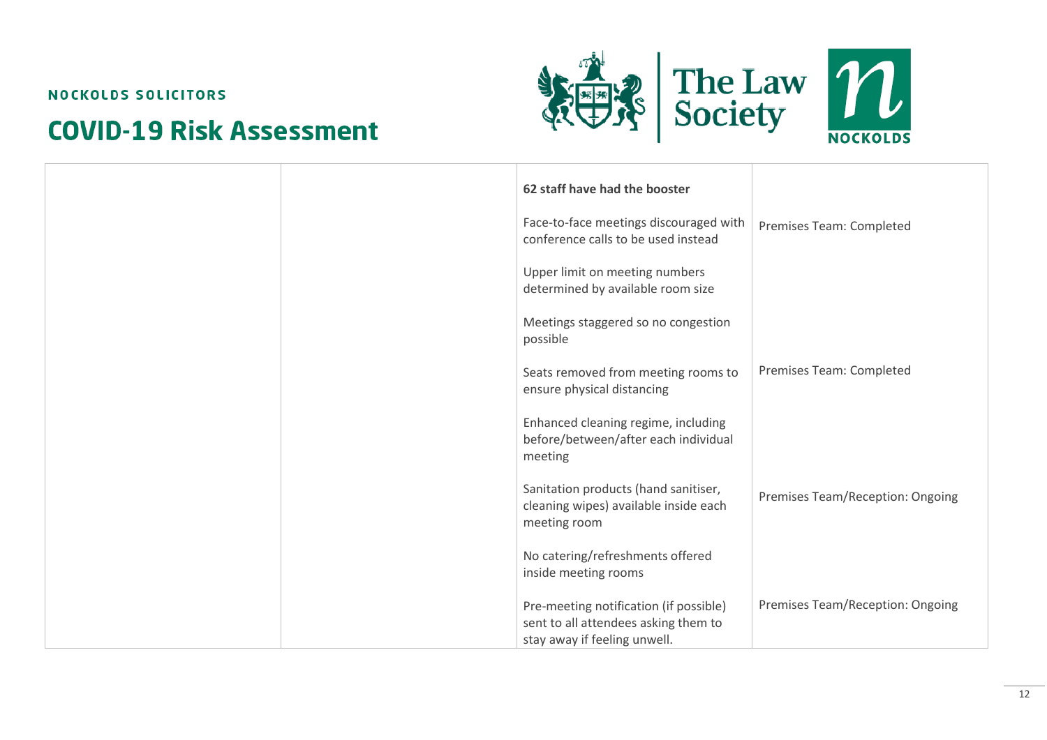| | | | |
|---|---|---|---|
| | | **62 staff have had the booster** | |
| | | Face-to-face meetings discouraged with conference calls to be used instead | Premises Team: Completed |
| | | Upper limit on meeting numbers determined by available room size | |
| | | Meetings staggered so no congestion possible | |
| | | Seats removed from meeting rooms to ensure physical distancing | Premises Team: Completed |
| | | Enhanced cleaning regime, including before/between/after each individual meeting | |
| | | Sanitation products (hand sanitiser, cleaning wipes) available inside each meeting room | Premises Team/Reception: Ongoing |
| | | No catering/refreshments offered inside meeting rooms | |
| | | Pre-meeting notification (if possible) sent to all attendees asking them to stay away if feeling unwell. | Premises Team/Reception: Ongoing |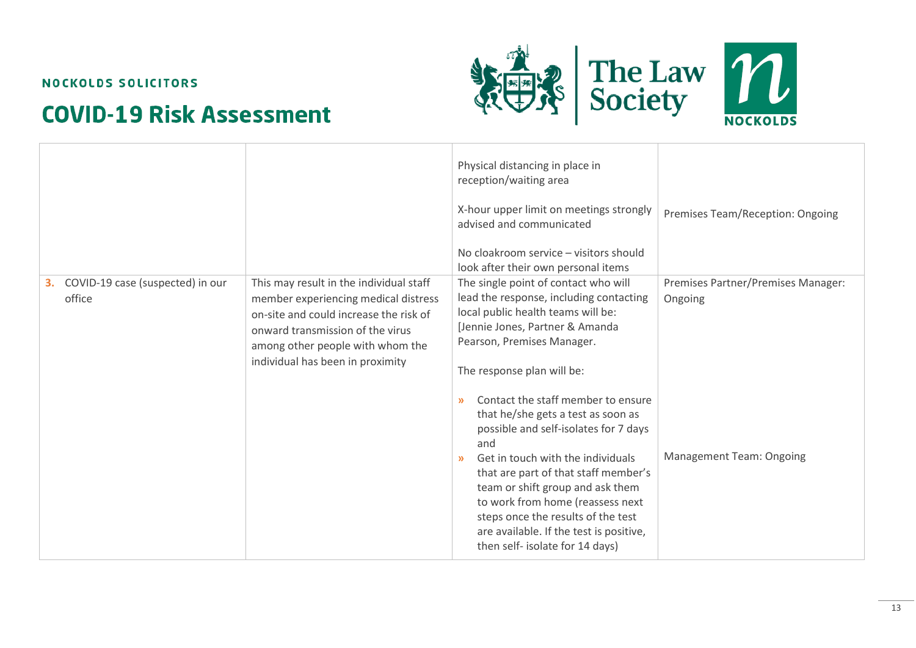| | | | |
|---|---|---|---|
| | | Physical distancing in place in reception/waiting area<br><br>X-hour upper limit on meetings strongly advised and communicated<br><br>No cloakroom service – visitors should look after their own personal items | Premises Team/Reception: Ongoing |
| **3.** COVID-19 case (suspected) in our office | This may result in the individual staff member experiencing medical distress on-site and could increase the risk of onward transmission of the virus among other people with whom the individual has been in proximity | The single point of contact who will lead the response, including contacting local public health teams will be: [Jennie Jones, Partner & Amanda Pearson, Premises Manager.<br><br>The response plan will be:<br><br>» Contact the staff member to ensure that he/she gets a test as soon as possible and self-isolates for 7 days and<br>» Get in touch with the individuals that are part of that staff member's team or shift group and ask them to work from home (reassess next steps once the results of the test are available. If the test is positive, then self- isolate for 14 days) | Premises Partner/Premises Manager: Ongoing<br><br>Management Team: Ongoing |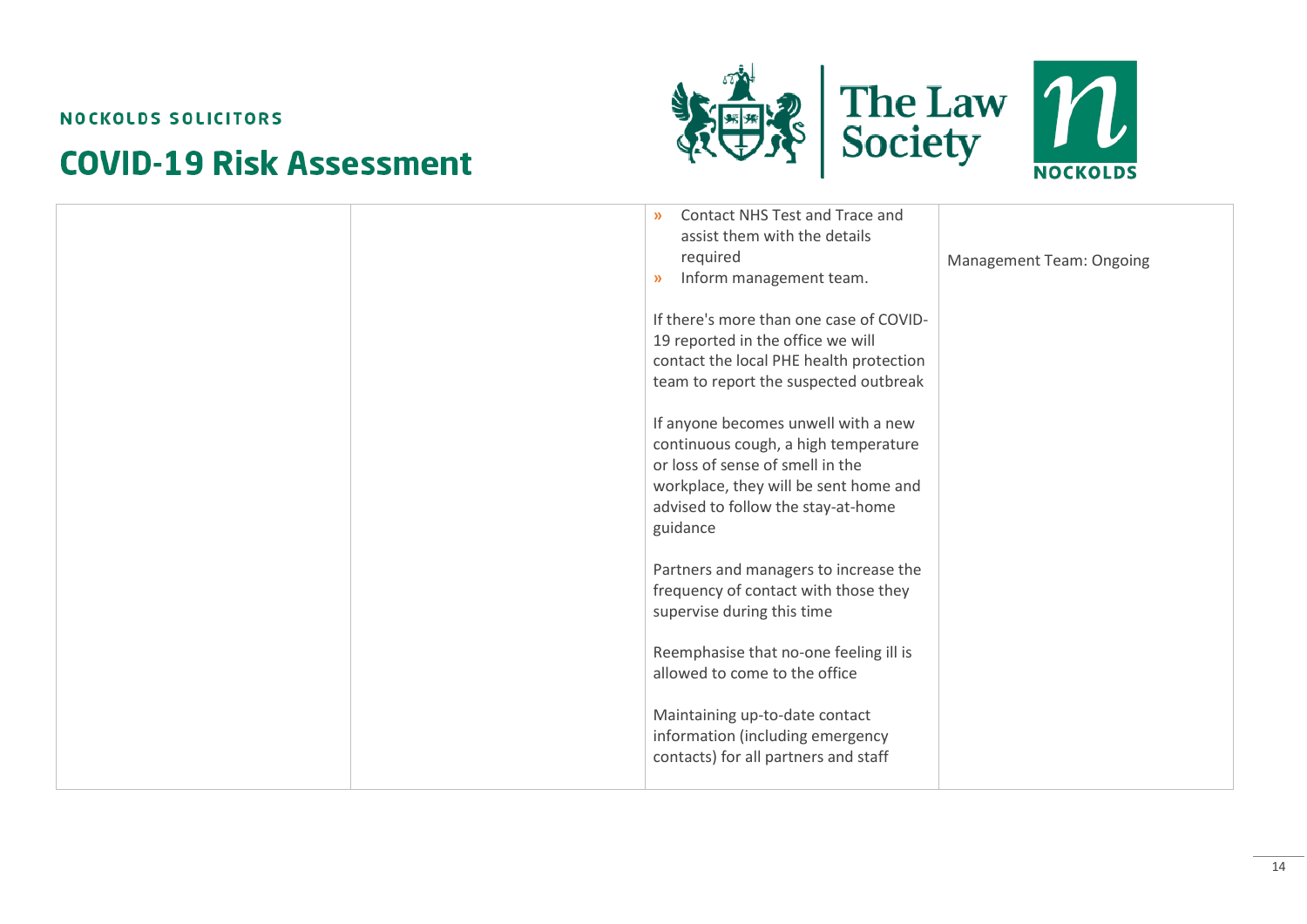| | | | |
|---|---|---|---|
| | | » Contact NHS Test and Trace and assist them with the details required<br>» Inform management team.<br><br>If there's more than one case of COVID-19 reported in the office we will contact the local PHE health protection team to report the suspected outbreak<br><br>If anyone becomes unwell with a new continuous cough, a high temperature or loss of sense of smell in the workplace, they will be sent home and advised to follow the stay-at-home guidance<br><br>Partners and managers to increase the frequency of contact with those they supervise during this time<br><br>Reemphasise that no-one feeling ill is allowed to come to the office<br><br>Maintaining up-to-date contact information (including emergency contacts) for all partners and staff | Management Team: Ongoing |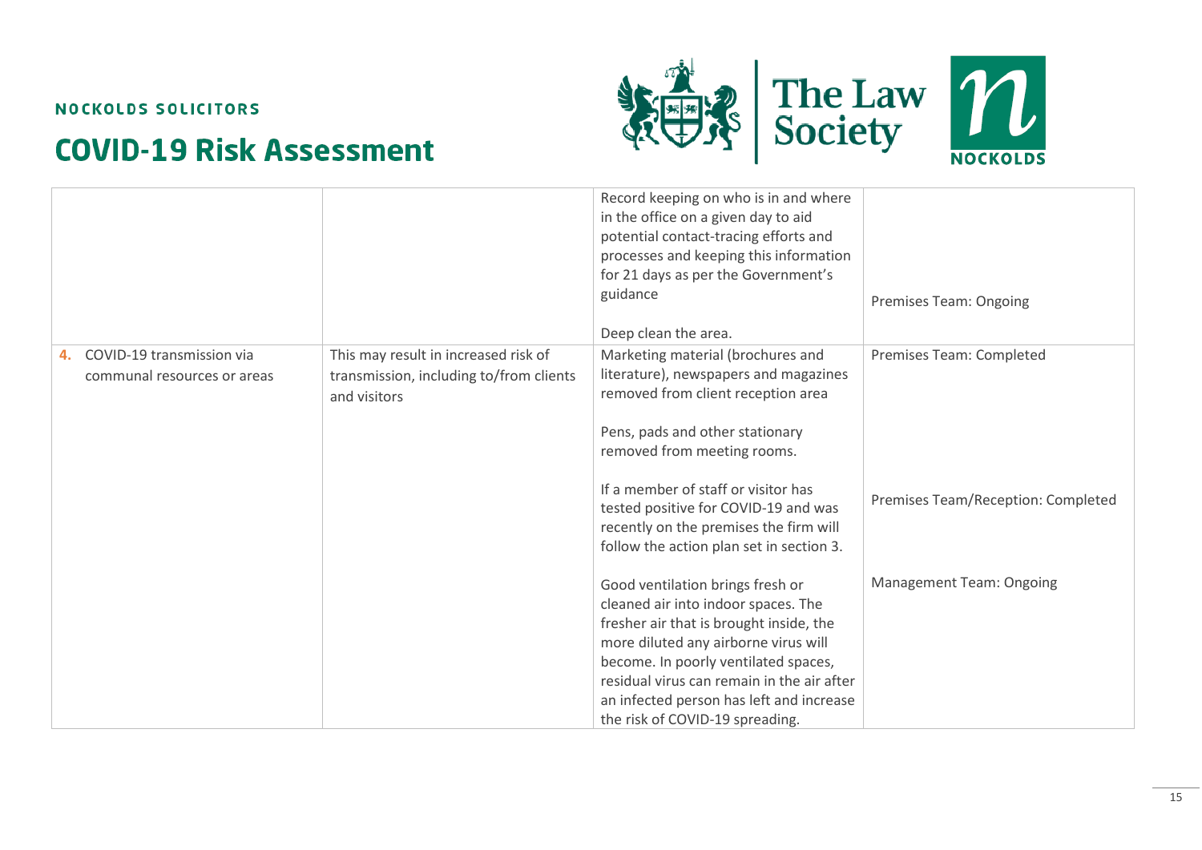| | | | |
|---|---|---|---|
| | | Record keeping on who is in and where in the office on a given day to aid potential contact-tracing efforts and processes and keeping this information for 21 days as per the Government's guidance<br><br>Deep clean the area. | Premises Team: Ongoing |
| **4.** COVID-19 transmission via communal resources or areas | This may result in increased risk of transmission, including to/from clients and visitors | Marketing material (brochures and literature), newspapers and magazines removed from client reception area<br><br>Pens, pads and other stationary removed from meeting rooms.<br><br>If a member of staff or visitor has tested positive for COVID-19 and was recently on the premises the firm will follow the action plan set in section 3.<br><br>Good ventilation brings fresh or cleaned air into indoor spaces. The fresher air that is brought inside, the more diluted any airborne virus will become. In poorly ventilated spaces, residual virus can remain in the air after an infected person has left and increase the risk of COVID-19 spreading. | Premises Team: Completed<br><br>Premises Team/Reception: Completed<br><br>Management Team: Ongoing |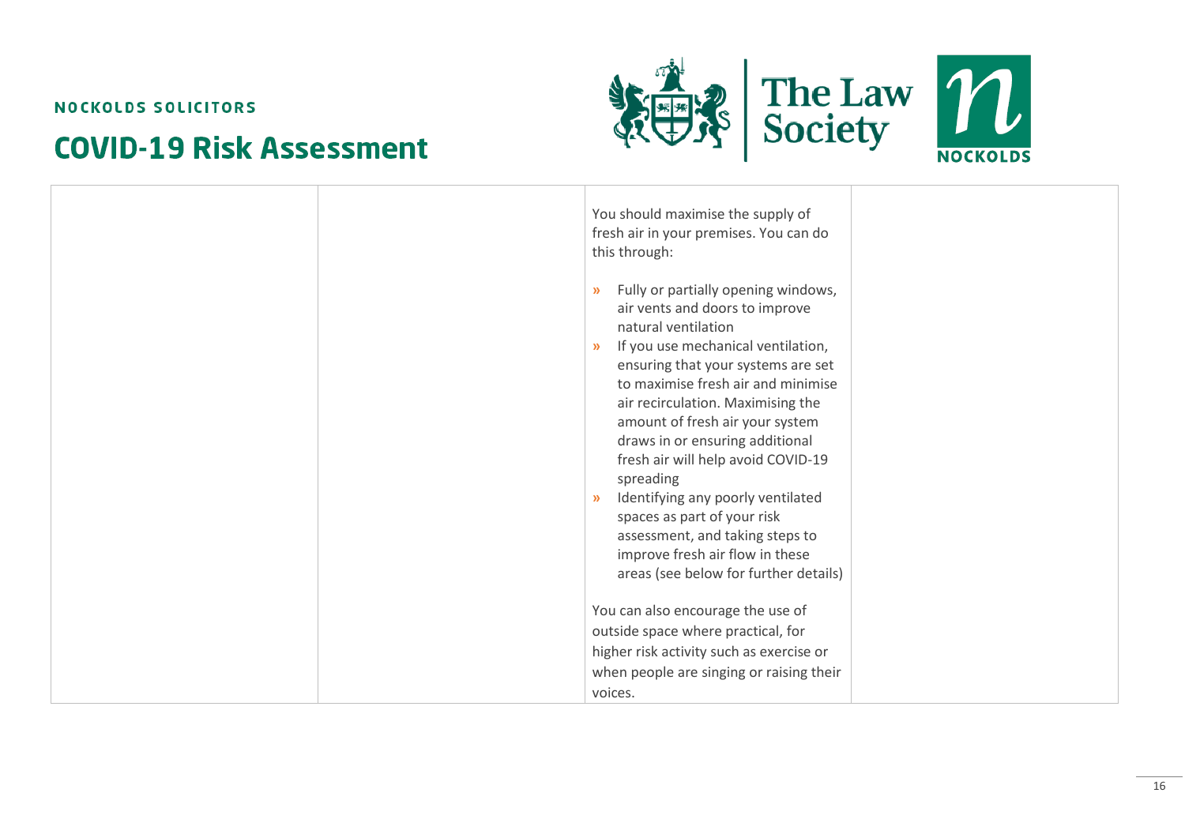| | | | |
|---|---|---|---|
| | | You should maximise the supply of fresh air in your premises. You can do this through:<br><br>» Fully or partially opening windows, air vents and doors to improve natural ventilation<br>» If you use mechanical ventilation, ensuring that your systems are set to maximise fresh air and minimise air recirculation. Maximising the amount of fresh air your system draws in or ensuring additional fresh air will help avoid COVID-19 spreading<br>» Identifying any poorly ventilated spaces as part of your risk assessment, and taking steps to improve fresh air flow in these areas (see below for further details)<br><br>You can also encourage the use of outside space where practical, for higher risk activity such as exercise or when people are singing or raising their voices. | |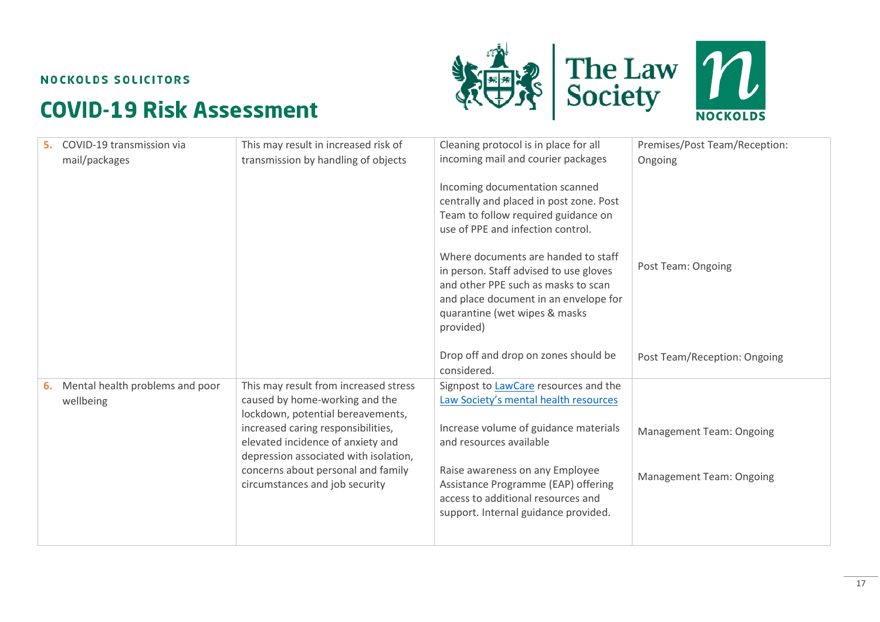NOCKOLDS SOLICITORS

# COVID-19 Risk Assessment

| | | | |
|---|---|---|---|
| **5.** COVID-19 transmission via mail/packages | This may result in increased risk of transmission by handling of objects | Cleaning protocol is in place for all incoming mail and courier packages<br><br>Incoming documentation scanned centrally and placed in post zone. Post Team to follow required guidance on use of PPE and infection control. | Premises/Post Team/Reception: Ongoing |
| | | Where documents are handed to staff in person. Staff advised to use gloves and other PPE such as masks to scan and place document in an envelope for quarantine (wet wipes & masks provided) | Post Team: Ongoing |
| | | Drop off and drop on zones should be considered. | Post Team/Reception: Ongoing |
| **6.** Mental health problems and poor wellbeing | This may result from increased stress caused by home-working and the lockdown, potential bereavements, increased caring responsibilities, elevated incidence of anxiety and depression associated with isolation, concerns about personal and family circumstances and job security | Signpost to [LawCare](LawCare) resources and the [Law Society's mental health resources](Law Society's mental health resources) | |
| | | Increase volume of guidance materials and resources available | Management Team: Ongoing |
| | | Raise awareness on any Employee Assistance Programme (EAP) offering access to additional resources and support. Internal guidance provided. | Management Team: Ongoing |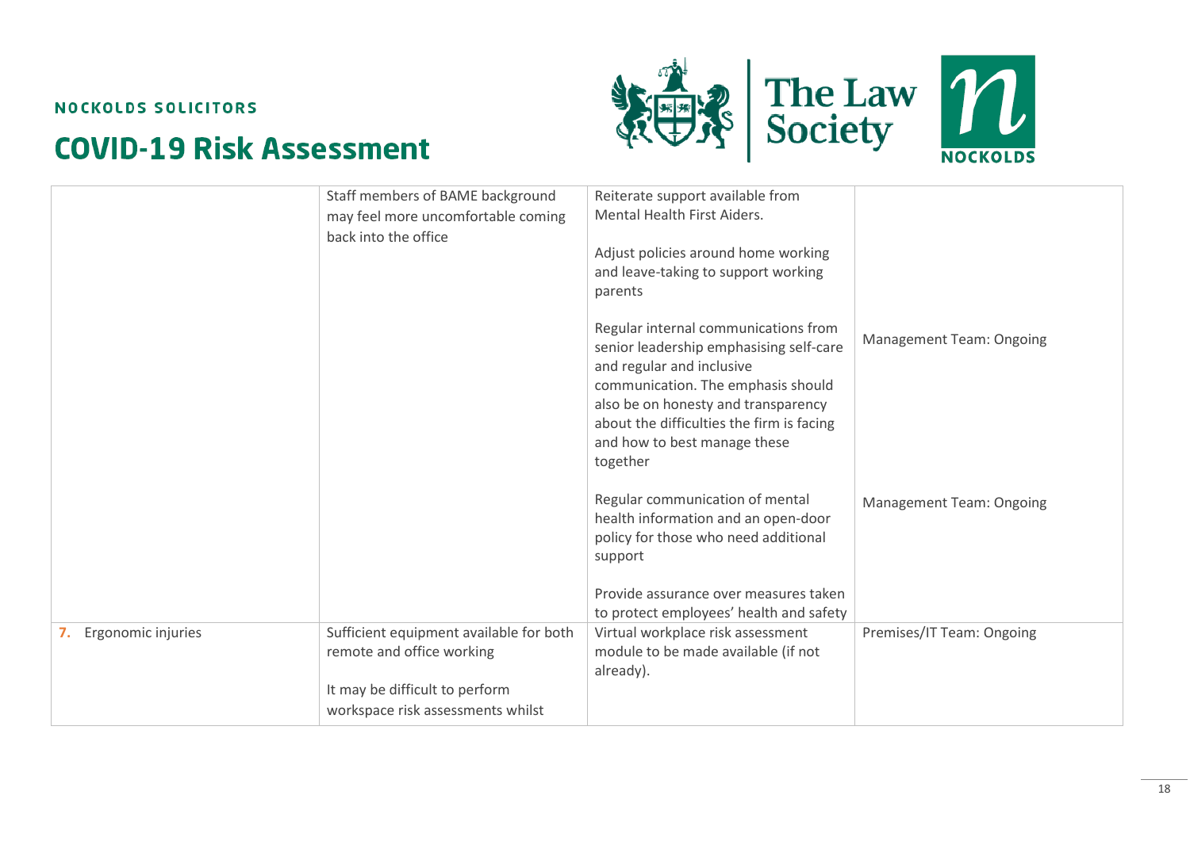| | | | |
|---|---|---|---|
| | Staff members of BAME background may feel more uncomfortable coming back into the office | Reiterate support available from Mental Health First Aiders.<br><br>Adjust policies around home working and leave-taking to support working parents<br><br>Regular internal communications from senior leadership emphasising self-care and regular and inclusive communication. The emphasis should also be on honesty and transparency about the difficulties the firm is facing and how to best manage these together<br><br>Regular communication of mental health information and an open-door policy for those who need additional support<br><br>Provide assurance over measures taken to protect employees' health and safety | Management Team: Ongoing<br><br>Management Team: Ongoing |
| **7.** Ergonomic injuries | Sufficient equipment available for both remote and office working<br><br>It may be difficult to perform workspace risk assessments whilst | Virtual workplace risk assessment module to be made available (if not already). | Premises/IT Team: Ongoing |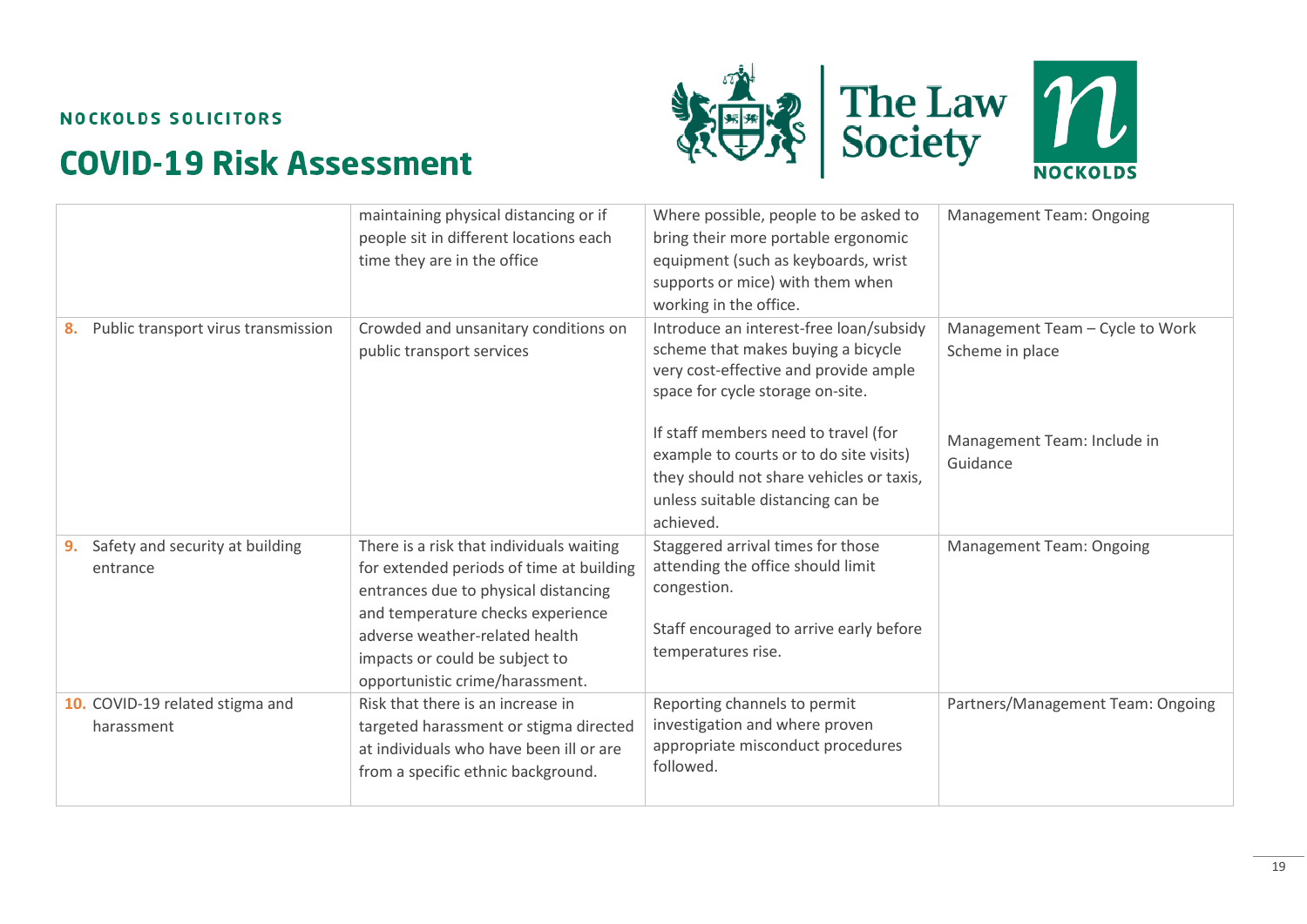NOCKOLDS SOLICITORS

# COVID-19 Risk Assessment

| | | | |
|---|---|---|---|
| | maintaining physical distancing or if people sit in different locations each time they are in the office | Where possible, people to be asked to bring their more portable ergonomic equipment (such as keyboards, wrist supports or mice) with them when working in the office. | Management Team: Ongoing |
| **8.** Public transport virus transmission | Crowded and unsanitary conditions on public transport services | Introduce an interest-free loan/subsidy scheme that makes buying a bicycle very cost-effective and provide ample space for cycle storage on-site.<br><br>If staff members need to travel (for example to courts or to do site visits) they should not share vehicles or taxis, unless suitable distancing can be achieved. | Management Team – Cycle to Work Scheme in place<br><br>Management Team: Include in Guidance |
| **9.** Safety and security at building entrance | There is a risk that individuals waiting for extended periods of time at building entrances due to physical distancing and temperature checks experience adverse weather-related health impacts or could be subject to opportunistic crime/harassment. | Staggered arrival times for those attending the office should limit congestion.<br><br>Staff encouraged to arrive early before temperatures rise. | Management Team: Ongoing |
| **10.** COVID-19 related stigma and harassment | Risk that there is an increase in targeted harassment or stigma directed at individuals who have been ill or are from a specific ethnic background. | Reporting channels to permit investigation and where proven appropriate misconduct procedures followed. | Partners/Management Team: Ongoing |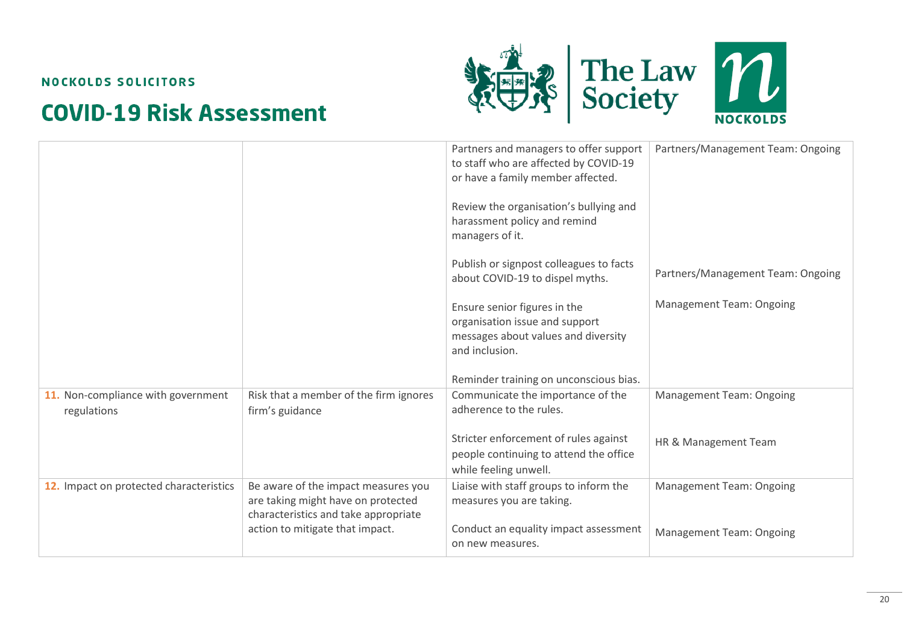NOCKOLDS SOLICITORS

# COVID-19 Risk Assessment

| | | | |
|---|---|---|---|
| | | Partners and managers to offer support to staff who are affected by COVID-19 or have a family member affected.<br><br>Review the organisation's bullying and harassment policy and remind managers of it.<br><br>Publish or signpost colleagues to facts about COVID-19 to dispel myths.<br><br>Ensure senior figures in the organisation issue and support messages about values and diversity and inclusion.<br><br>Reminder training on unconscious bias. | Partners/Management Team: Ongoing<br><br>Partners/Management Team: Ongoing<br><br>Management Team: Ongoing |
| **11.** Non-compliance with government regulations | Risk that a member of the firm ignores firm's guidance | Communicate the importance of the adherence to the rules.<br><br>Stricter enforcement of rules against people continuing to attend the office while feeling unwell. | Management Team: Ongoing<br><br>HR & Management Team |
| **12.** Impact on protected characteristics | Be aware of the impact measures you are taking might have on protected characteristics and take appropriate action to mitigate that impact. | Liaise with staff groups to inform the measures you are taking.<br><br>Conduct an equality impact assessment on new measures. | Management Team: Ongoing<br><br>Management Team: Ongoing |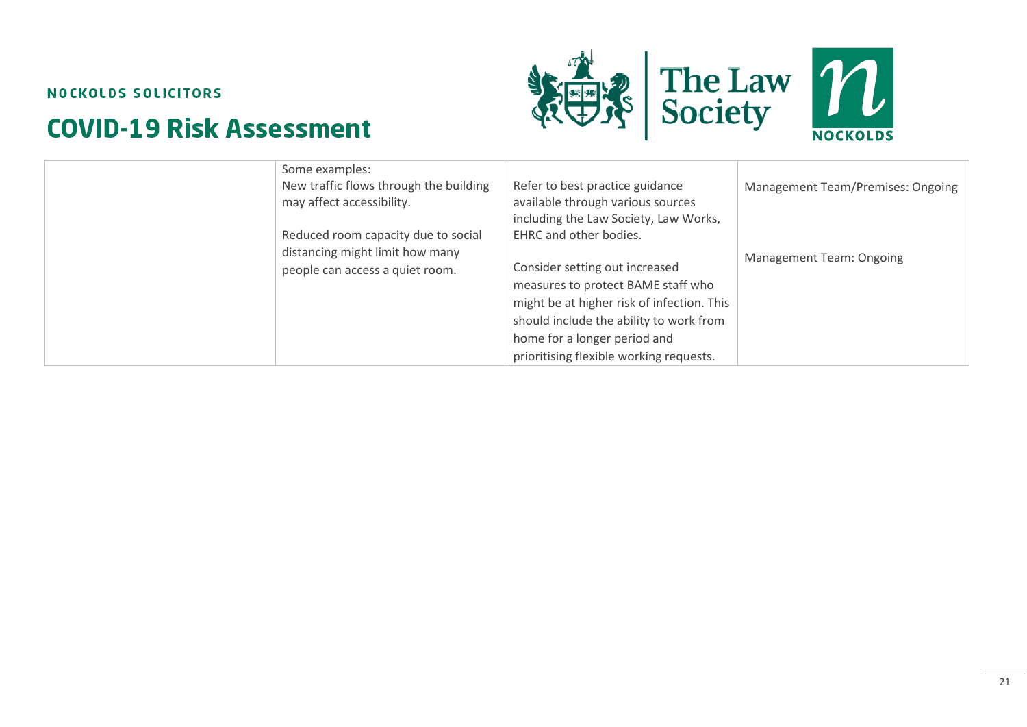| | | | |
|---|---|---|---|
| | Some examples:<br>New traffic flows through the building may affect accessibility.<br><br>Reduced room capacity due to social distancing might limit how many people can access a quiet room. | Refer to best practice guidance available through various sources including the Law Society, Law Works, EHRC and other bodies.<br><br>Consider setting out increased measures to protect BAME staff who might be at higher risk of infection. This should include the ability to work from home for a longer period and prioritising flexible working requests. | Management Team/Premises: Ongoing<br><br><br>Management Team: Ongoing |